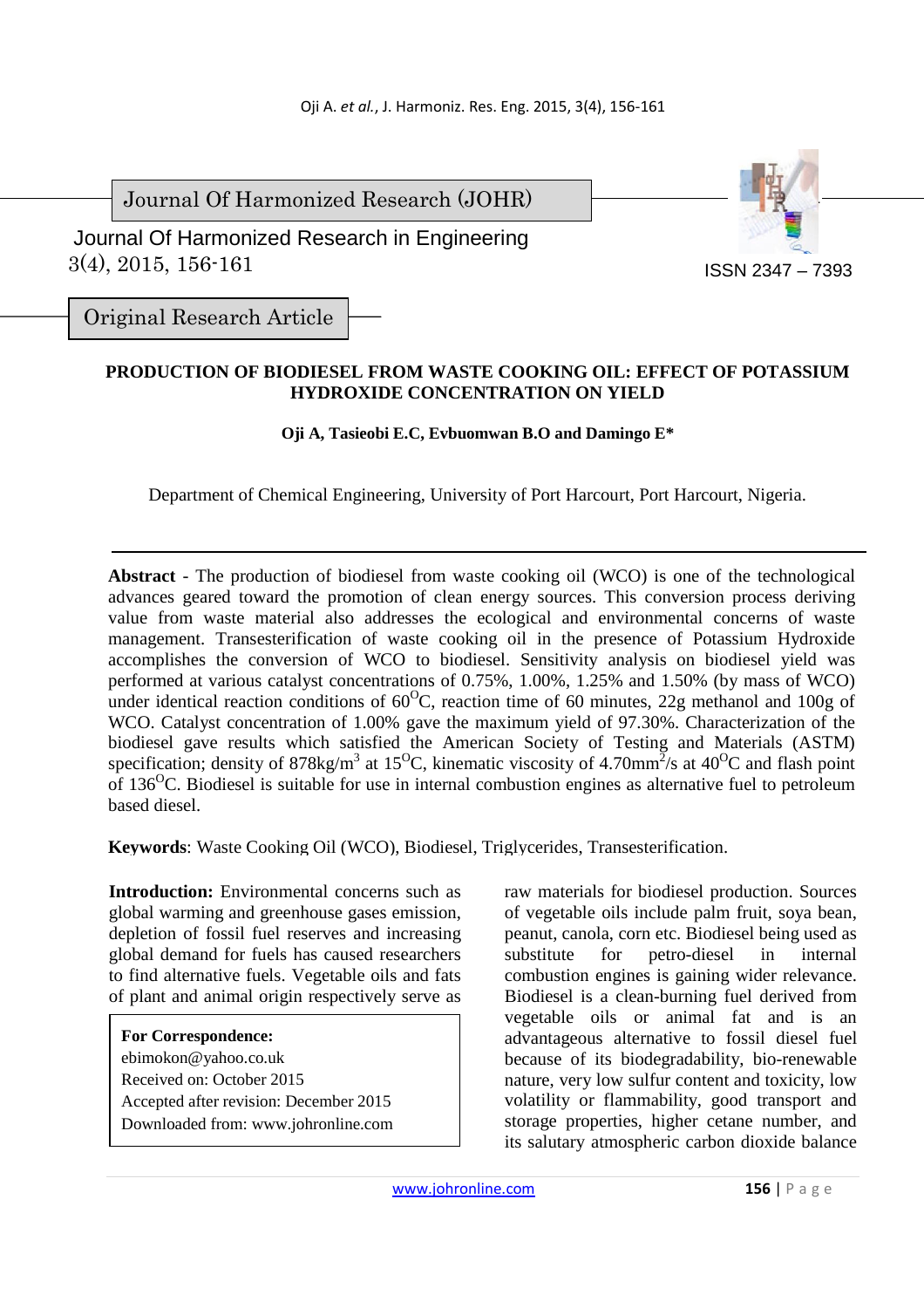Journal Of Harmonized Research (JOHR)

Journal Of Harmonized Research in Engineering
3(4), 2015, 156-161

ISSN 2347 – 7393

Original Research Article

# PRODUCTION OF BIODIESEL FROM WASTE COOKING OIL: EFFECT OF POTASSIUM HYDROXIDE CONCENTRATION ON YIELD

**Oji A, Tasieobi E.C, Evbuomwan B.O and Damingo E***

Department of Chemical Engineering, University of Port Harcourt, Port Harcourt, Nigeria.

---

**Abstract** - The production of biodiesel from waste cooking oil (WCO) is one of the technological advances geared toward the promotion of clean energy sources. This conversion process deriving value from waste material also addresses the ecological and environmental concerns of waste management. Transesterification of waste cooking oil in the presence of Potassium Hydroxide accomplishes the conversion of WCO to biodiesel. Sensitivity analysis on biodiesel yield was performed at various catalyst concentrations of 0.75%, 1.00%, 1.25% and 1.50% (by mass of WCO) under identical reaction conditions of $60^{O}C$, reaction time of 60 minutes, 22g methanol and 100g of WCO. Catalyst concentration of 1.00% gave the maximum yield of 97.30%. Characterization of the biodiesel gave results which satisfied the American Society of Testing and Materials (ASTM) specification; density of $878 kg/m^3$ at $15^{O}C$, kinematic viscosity of $4.70 mm^2/s$ at $40^{O}C$ and flash point of $136^{O}C$. Biodiesel is suitable for use in internal combustion engines as alternative fuel to petroleum based diesel.

**Keywords**: Waste Cooking Oil (WCO), Biodiesel, Triglycerides, Transesterification.

**Introduction:** Environmental concerns such as global warming and greenhouse gases emission, depletion of fossil fuel reserves and increasing global demand for fuels has caused researchers to find alternative fuels. Vegetable oils and fats of plant and animal origin respectively serve as raw materials for biodiesel production. Sources of vegetable oils include palm fruit, soya bean, peanut, canola, corn etc. Biodiesel being used as substitute for petro-diesel in internal combustion engines is gaining wider relevance. Biodiesel is a clean-burning fuel derived from vegetable oils or animal fat and is an advantageous alternative to fossil diesel fuel because of its biodegradability, bio-renewable nature, very low sulfur content and toxicity, low volatility or flammability, good transport and storage properties, higher cetane number, and its salutary atmospheric carbon dioxide balance

**For Correspondence:**
ebimokon@yahoo.co.uk
Received on: October 2015
Accepted after revision: December 2015
Downloaded from: www.johronline.com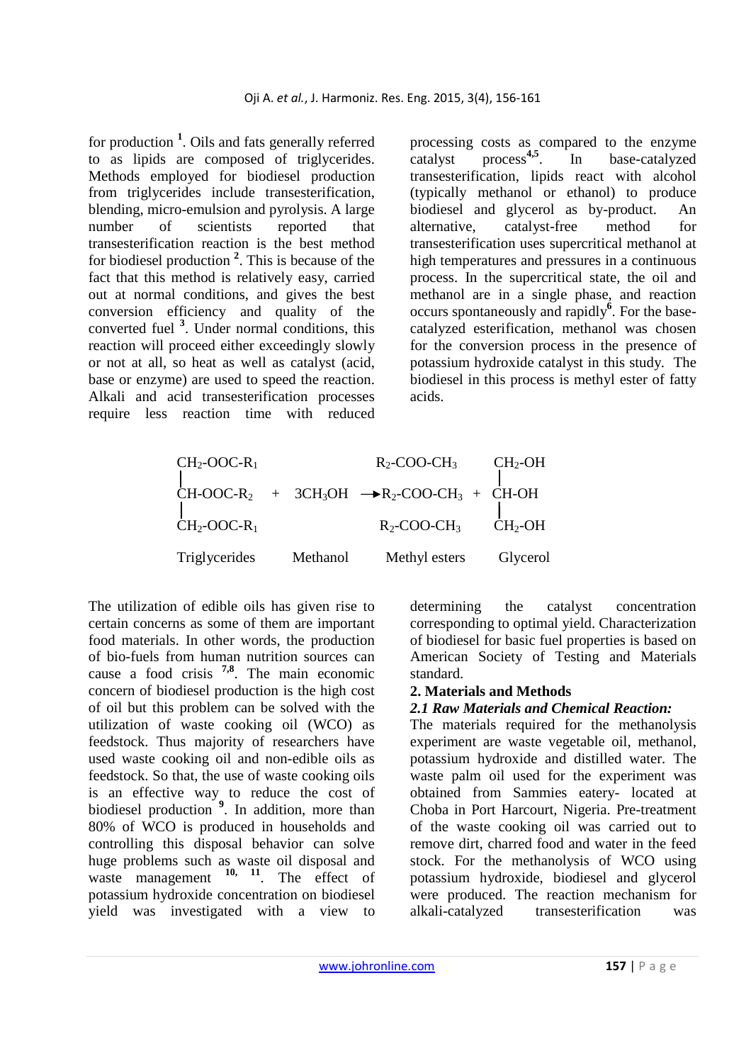for production [1]. Oils and fats generally referred to as lipids are composed of triglycerides. Methods employed for biodiesel production from triglycerides include transesterification, blending, micro-emulsion and pyrolysis. A large number of scientists reported that transesterification reaction is the best method for biodiesel production [2]. This is because of the fact that this method is relatively easy, carried out at normal conditions, and gives the best conversion efficiency and quality of the converted fuel [3]. Under normal conditions, this reaction will proceed either exceedingly slowly or not at all, so heat as well as catalyst (acid, base or enzyme) are used to speed the reaction. Alkali and acid transesterification processes require less reaction time with reduced processing costs as compared to the enzyme catalyst process[4,5]. In base-catalyzed transesterification, lipids react with alcohol (typically methanol or ethanol) to produce biodiesel and glycerol as by-product. An alternative, catalyst-free method for transesterification uses supercritical methanol at high temperatures and pressures in a continuous process. In the supercritical state, the oil and methanol are in a single phase, and reaction occurs spontaneously and rapidly[6]. For the base-catalyzed esterification, methanol was chosen for the conversion process in the presence of potassium hydroxide catalyst in this study. The biodiesel in this process is methyl ester of fatty acids.

$$
\begin{array}{llllll}
CH_2\text{-}OOC\text{-}R_1 & & & R_2\text{-}COO\text{-}CH_3 & & CH_2\text{-}OH \\
| & & & & & | \\
CH\text{-}OOC\text{-}R_2 & + & 3CH_3OH \longrightarrow & R_2\text{-}COO\text{-}CH_3 & + & CH\text{-}OH \\
| & & & & & | \\
CH_2\text{-}OOC\text{-}R_1 & & & R_2\text{-}COO\text{-}CH_3 & & CH_2\text{-}OH \\
\text{Triglycerides} & & \text{Methanol} & \text{Methyl esters} & & \text{Glycerol}
\end{array}
$$

The utilization of edible oils has given rise to certain concerns as some of them are important food materials. In other words, the production of bio-fuels from human nutrition sources can cause a food crisis [7,8]. The main economic concern of biodiesel production is the high cost of oil but this problem can be solved with the utilization of waste cooking oil (WCO) as feedstock. Thus majority of researchers have used waste cooking oil and non-edible oils as feedstock. So that, the use of waste cooking oils is an effective way to reduce the cost of biodiesel production [9]. In addition, more than 80% of WCO is produced in households and controlling this disposal behavior can solve huge problems such as waste oil disposal and waste management [10, 11]. The effect of potassium hydroxide concentration on biodiesel yield was investigated with a view to determining the catalyst concentration corresponding to optimal yield. Characterization of biodiesel for basic fuel properties is based on American Society of Testing and Materials standard.

## 2. Materials and Methods

### *2.1 Raw Materials and Chemical Reaction:*

The materials required for the methanolysis experiment are waste vegetable oil, methanol, potassium hydroxide and distilled water. The waste palm oil used for the experiment was obtained from Sammies eatery- located at Choba in Port Harcourt, Nigeria. Pre-treatment of the waste cooking oil was carried out to remove dirt, charred food and water in the feed stock. For the methanolysis of WCO using potassium hydroxide, biodiesel and glycerol were produced. The reaction mechanism for alkali-catalyzed transesterification was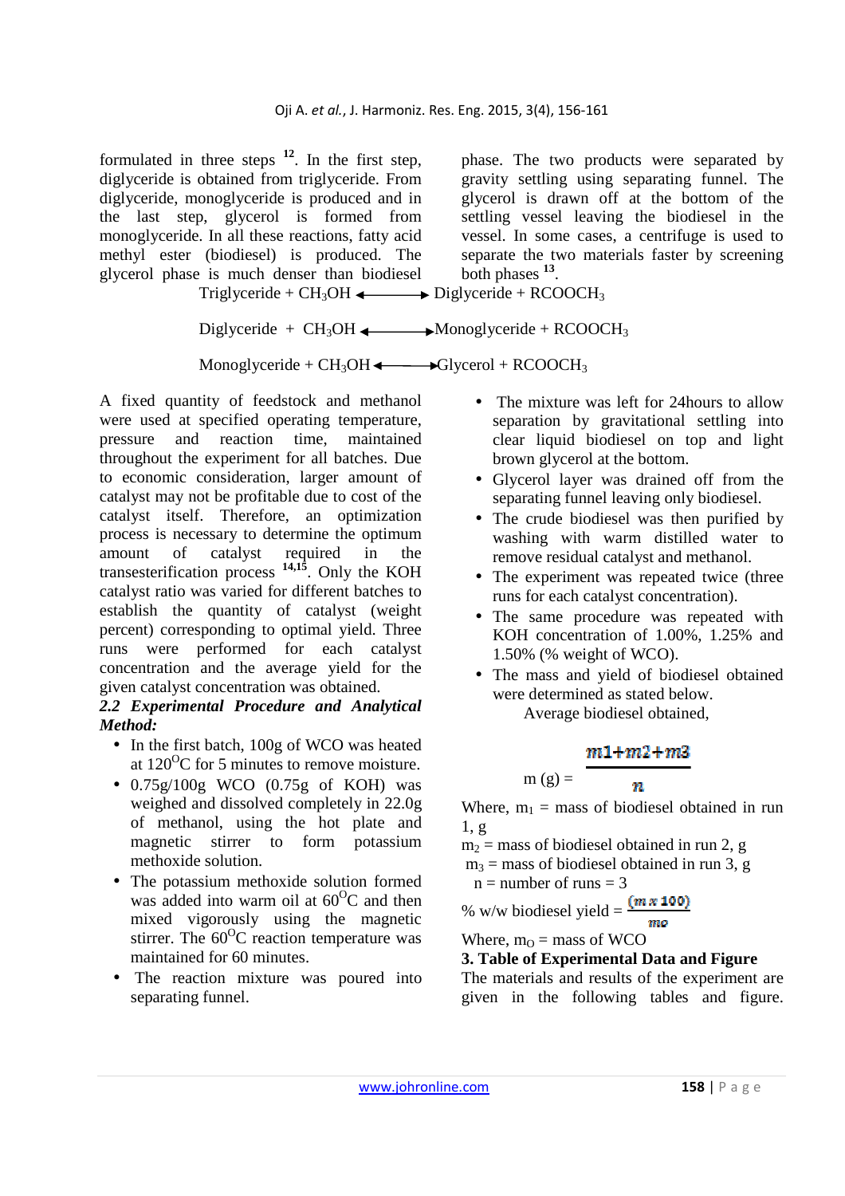formulated in three steps [12]. In the first step, diglyceride is obtained from triglyceride. From diglyceride, monoglyceride is produced and in the last step, glycerol is formed from monoglyceride. In all these reactions, fatty acid methyl ester (biodiesel) is produced. The glycerol phase is much denser than biodiesel phase. The two products were separated by gravity settling using separating funnel. The glycerol is drawn off at the bottom of the settling vessel leaving the biodiesel in the vessel. In some cases, a centrifuge is used to separate the two materials faster by screening both phases [13].

$$\text{Triglyceride} + CH_3OH \longleftrightarrow \text{Diglyceride} + RCOOCH_3$$

$$\text{Diglyceride} + CH_3OH \longleftrightarrow \text{Monoglyceride} + RCOOCH_3$$

$$\text{Monoglyceride} + CH_3OH \longleftrightarrow \text{Glycerol} + RCOOCH_3$$

A fixed quantity of feedstock and methanol were used at specified operating temperature, pressure and reaction time, maintained throughout the experiment for all batches. Due to economic consideration, larger amount of catalyst may not be profitable due to cost of the catalyst itself. Therefore, an optimization process is necessary to determine the optimum amount of catalyst required in the transesterification process [14,15]. Only the KOH catalyst ratio was varied for different batches to establish the quantity of catalyst (weight percent) corresponding to optimal yield. Three runs were performed for each catalyst concentration and the average yield for the given catalyst concentration was obtained.

### *2.2 Experimental Procedure and Analytical Method:*

- In the first batch, 100g of WCO was heated at 120$^{O}$C for 5 minutes to remove moisture.
- 0.75g/100g WCO (0.75g of KOH) was weighed and dissolved completely in 22.0g of methanol, using the hot plate and magnetic stirrer to form potassium methoxide solution.
- The potassium methoxide solution formed was added into warm oil at 60$^{O}$C and then mixed vigorously using the magnetic stirrer. The 60$^{O}$C reaction temperature was maintained for 60 minutes.
- The reaction mixture was poured into separating funnel.
- The mixture was left for 24hours to allow separation by gravitational settling into clear liquid biodiesel on top and light brown glycerol at the bottom.
- Glycerol layer was drained off from the separating funnel leaving only biodiesel.
- The crude biodiesel was then purified by washing with warm distilled water to remove residual catalyst and methanol.
- The experiment was repeated twice (three runs for each catalyst concentration).
- The same procedure was repeated with KOH concentration of 1.00%, 1.25% and 1.50% (% weight of WCO).
- The mass and yield of biodiesel obtained were determined as stated below.

Average biodiesel obtained,

$$m\,(g) = \frac{m1 + m2 + m3}{n}$$

Where, $m_1$ = mass of biodiesel obtained in run 1, g

$m_2$ = mass of biodiesel obtained in run 2, g

$m_3$ = mass of biodiesel obtained in run 3, g

n = number of runs = 3

$$\%\ w/w\ \text{biodiesel yield} = \frac{(m \times 100)}{mo}$$

Where, $m_O$ = mass of WCO

## 3. Table of Experimental Data and Figure

The materials and results of the experiment are given in the following tables and figure.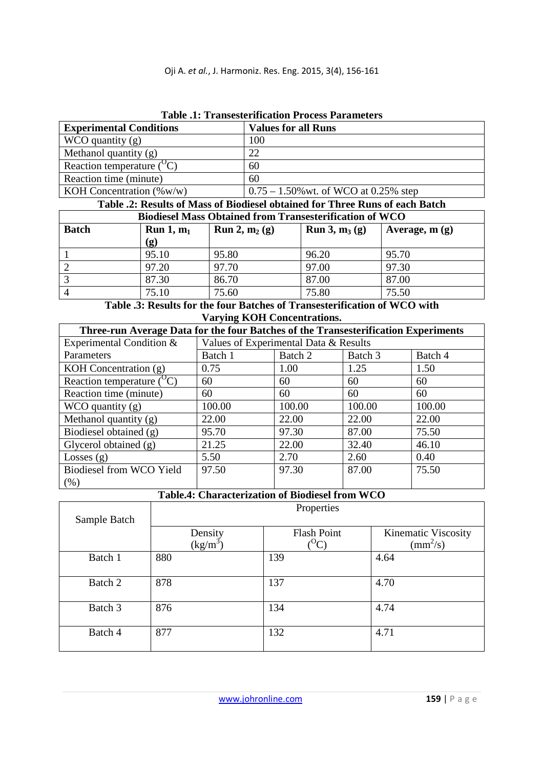**Table .1: Transesterification Process Parameters**

| Experimental Conditions | Values for all Runs |
|---|---|
| WCO quantity (g) | 100 |
| Methanol quantity (g) | 22 |
| Reaction temperature ($^{O}C$) | 60 |
| Reaction time (minute) | 60 |
| KOH Concentration (%w/w) | 0.75 – 1.50%wt. of WCO at 0.25% step |

**Table .2: Results of Mass of Biodiesel obtained for Three Runs of each Batch**

| Biodiesel Mass Obtained from Transesterification of WCO | | | | |
|---|---|---|---|---|
| **Batch** | **Run 1, $m_1$ (g)** | **Run 2, $m_2$ (g)** | **Run 3, $m_3$ (g)** | **Average, m (g)** |
| 1 | 95.10 | 95.80 | 96.20 | 95.70 |
| 2 | 97.20 | 97.70 | 97.00 | 97.30 |
| 3 | 87.30 | 86.70 | 87.00 | 87.00 |
| 4 | 75.10 | 75.60 | 75.80 | 75.50 |

**Table .3: Results for the four Batches of Transesterification of WCO with Varying KOH Concentrations.**

| Three-run Average Data for the four Batches of the Transesterification Experiments | | | | |
|---|---|---|---|---|
| Experimental Condition & Parameters | Values of Experimental Data & Results | | | |
| | Batch 1 | Batch 2 | Batch 3 | Batch 4 |
| KOH Concentration (g) | 0.75 | 1.00 | 1.25 | 1.50 |
| Reaction temperature ($^{O}C$) | 60 | 60 | 60 | 60 |
| Reaction time (minute) | 60 | 60 | 60 | 60 |
| WCO quantity (g) | 100.00 | 100.00 | 100.00 | 100.00 |
| Methanol quantity (g) | 22.00 | 22.00 | 22.00 | 22.00 |
| Biodiesel obtained (g) | 95.70 | 97.30 | 87.00 | 75.50 |
| Glycerol obtained (g) | 21.25 | 22.00 | 32.40 | 46.10 |
| Losses (g) | 5.50 | 2.70 | 2.60 | 0.40 |
| Biodiesel from WCO Yield (%) | 97.50 | 97.30 | 87.00 | 75.50 |

**Table.4: Characterization of Biodiesel from WCO**

| Sample Batch | Properties | | |
|---|---|---|---|
| | Density ($kg/m^3$) | Flash Point ($^{O}C$) | Kinematic Viscosity ($mm^2/s$) |
| Batch 1 | 880 | 139 | 4.64 |
| Batch 2 | 878 | 137 | 4.70 |
| Batch 3 | 876 | 134 | 4.74 |
| Batch 4 | 877 | 132 | 4.71 |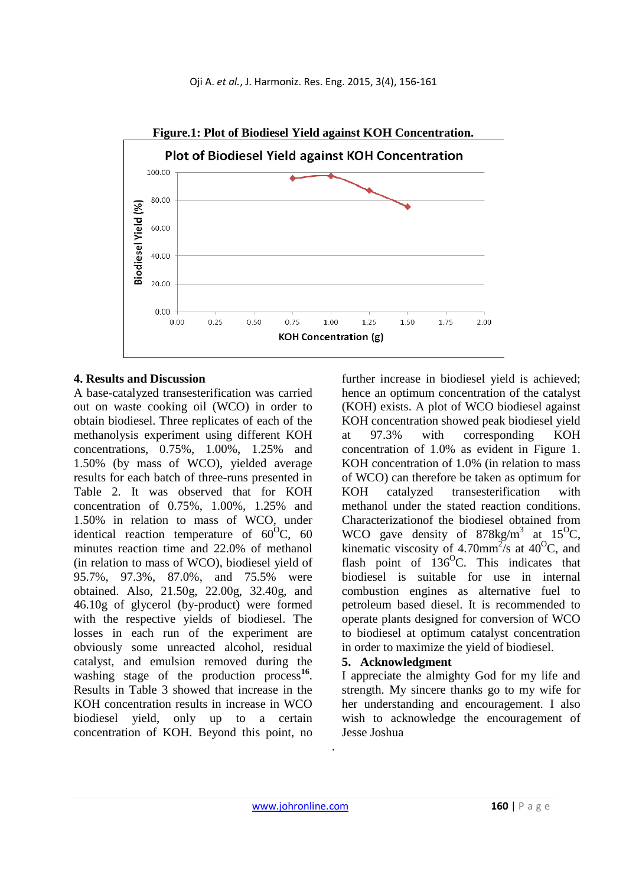**Figure.1: Plot of Biodiesel Yield against KOH Concentration.**

## 4. Results and Discussion

A base-catalyzed transesterification was carried out on waste cooking oil (WCO) in order to obtain biodiesel. Three replicates of each of the methanolysis experiment using different KOH concentrations, 0.75%, 1.00%, 1.25% and 1.50% (by mass of WCO), yielded average results for each batch of three-runs presented in Table 2. It was observed that for KOH concentration of 0.75%, 1.00%, 1.25% and 1.50% in relation to mass of WCO, under identical reaction temperature of 60$^{O}$C, 60 minutes reaction time and 22.0% of methanol (in relation to mass of WCO), biodiesel yield of 95.7%, 97.3%, 87.0%, and 75.5% were obtained. Also, 21.50g, 22.00g, 32.40g, and 46.10g of glycerol (by-product) were formed with the respective yields of biodiesel. The losses in each run of the experiment are obviously some unreacted alcohol, residual catalyst, and emulsion removed during the washing stage of the production process[16]. Results in Table 3 showed that increase in the KOH concentration results in increase in WCO biodiesel yield, only up to a certain concentration of KOH. Beyond this point, no further increase in biodiesel yield is achieved; hence an optimum concentration of the catalyst (KOH) exists. A plot of WCO biodiesel against KOH concentration showed peak biodiesel yield at 97.3% with corresponding KOH concentration of 1.0% as evident in Figure 1. KOH concentration of 1.0% (in relation to mass of WCO) can therefore be taken as optimum for KOH catalyzed transesterification with methanol under the stated reaction conditions. Characterizationof the biodiesel obtained from WCO gave density of 878kg/m$^{3}$ at 15$^{O}$C, kinematic viscosity of 4.70mm$^{2}$/s at 40$^{O}$C, and flash point of 136$^{O}$C. This indicates that biodiesel is suitable for use in internal combustion engines as alternative fuel to petroleum based diesel. It is recommended to operate plants designed for conversion of WCO to biodiesel at optimum catalyst concentration in order to maximize the yield of biodiesel.

## 5. Acknowledgment

I appreciate the almighty God for my life and strength. My sincere thanks go to my wife for her understanding and encouragement. I also wish to acknowledge the encouragement of Jesse Joshua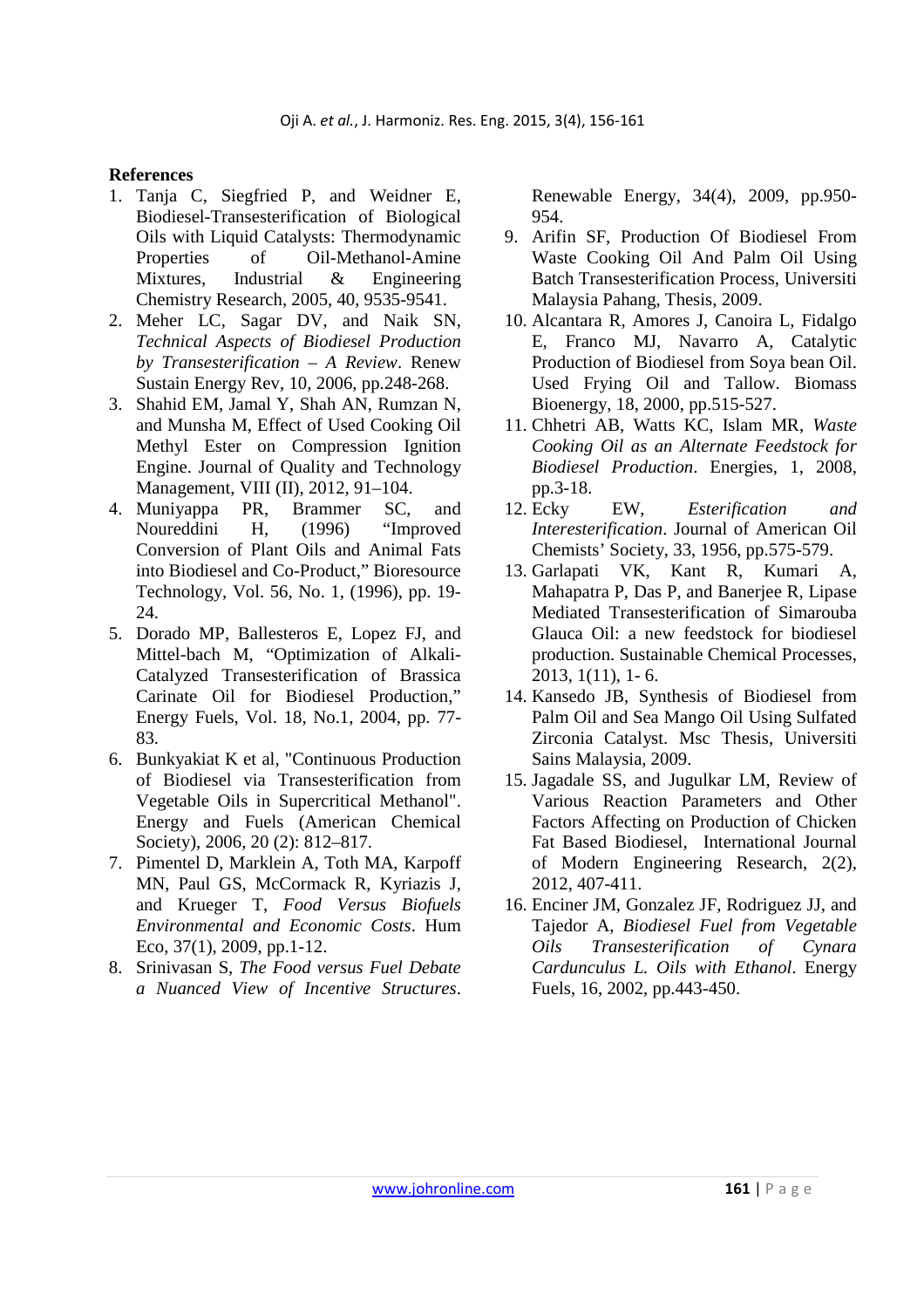**References**

1. Tanja C, Siegfried P, and Weidner E, Biodiesel-Transesterification of Biological Oils with Liquid Catalysts: Thermodynamic Properties of Oil-Methanol-Amine Mixtures, Industrial & Engineering Chemistry Research, 2005, 40, 9535-9541.
2. Meher LC, Sagar DV, and Naik SN, *Technical Aspects of Biodiesel Production by Transesterification – A Review*. Renew Sustain Energy Rev, 10, 2006, pp.248-268.
3. Shahid EM, Jamal Y, Shah AN, Rumzan N, and Munsha M, Effect of Used Cooking Oil Methyl Ester on Compression Ignition Engine. Journal of Quality and Technology Management, VIII (II), 2012, 91–104.
4. Muniyappa PR, Brammer SC, and Noureddini H, (1996) "Improved Conversion of Plant Oils and Animal Fats into Biodiesel and Co-Product," Bioresource Technology, Vol. 56, No. 1, (1996), pp. 19-24.
5. Dorado MP, Ballesteros E, Lopez FJ, and Mittel-bach M, "Optimization of Alkali-Catalyzed Transesterification of Brassica Carinate Oil for Biodiesel Production," Energy Fuels, Vol. 18, No.1, 2004, pp. 77-83.
6. Bunkyakiat K et al, "Continuous Production of Biodiesel via Transesterification from Vegetable Oils in Supercritical Methanol". Energy and Fuels (American Chemical Society), 2006, 20 (2): 812–817.
7. Pimentel D, Marklein A, Toth MA, Karpoff MN, Paul GS, McCormack R, Kyriazis J, and Krueger T, *Food Versus Biofuels Environmental and Economic Costs*. Hum Eco, 37(1), 2009, pp.1-12.
8. Srinivasan S, *The Food versus Fuel Debate a Nuanced View of Incentive Structures*. Renewable Energy, 34(4), 2009, pp.950-954.
9. Arifin SF, Production Of Biodiesel From Waste Cooking Oil And Palm Oil Using Batch Transesterification Process, Universiti Malaysia Pahang, Thesis, 2009.
10. Alcantara R, Amores J, Canoira L, Fidalgo E, Franco MJ, Navarro A, Catalytic Production of Biodiesel from Soya bean Oil. Used Frying Oil and Tallow. Biomass Bioenergy, 18, 2000, pp.515-527.
11. Chhetri AB, Watts KC, Islam MR, *Waste Cooking Oil as an Alternate Feedstock for Biodiesel Production*. Energies, 1, 2008, pp.3-18.
12. Ecky EW, *Esterification and Interesterification*. Journal of American Oil Chemists' Society, 33, 1956, pp.575-579.
13. Garlapati VK, Kant R, Kumari A, Mahapatra P, Das P, and Banerjee R, Lipase Mediated Transesterification of Simarouba Glauca Oil: a new feedstock for biodiesel production. Sustainable Chemical Processes, 2013, 1(11), 1- 6.
14. Kansedo JB, Synthesis of Biodiesel from Palm Oil and Sea Mango Oil Using Sulfated Zirconia Catalyst. Msc Thesis, Universiti Sains Malaysia, 2009.
15. Jagadale SS, and Jugulkar LM, Review of Various Reaction Parameters and Other Factors Affecting on Production of Chicken Fat Based Biodiesel, International Journal of Modern Engineering Research, 2(2), 2012, 407-411.
16. Enciner JM, Gonzalez JF, Rodriguez JJ, and Tajedor A, *Biodiesel Fuel from Vegetable Oils Transesterification of Cynara Cardunculus L. Oils with Ethanol*. Energy Fuels, 16, 2002, pp.443-450.